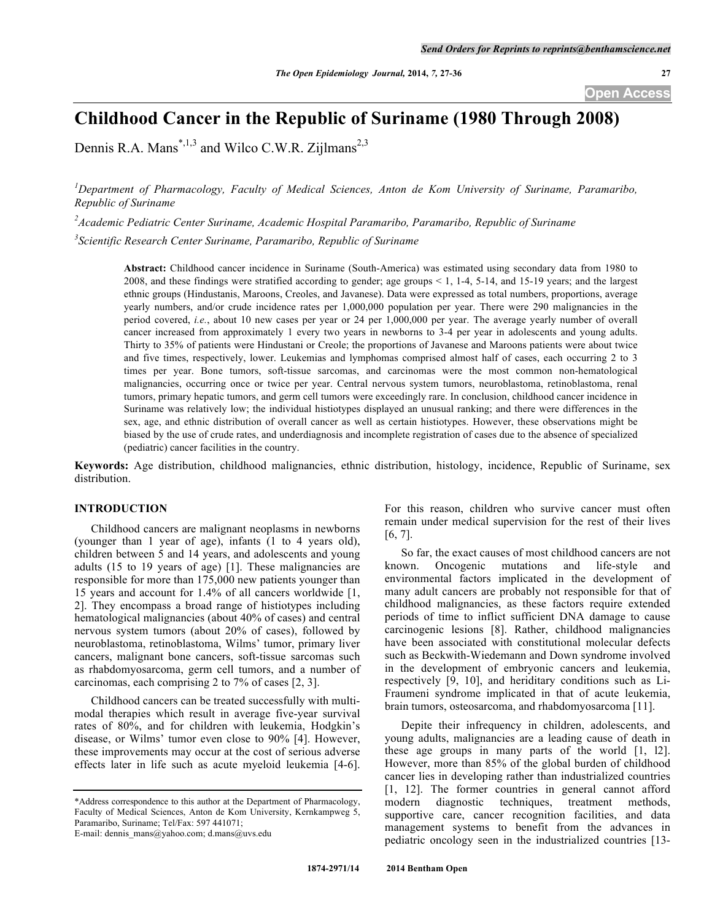# Childhood Cancer in the Republic of Suriname (1980 Through 2008)

Dennis R.A. Mans[*,1,3] and Wilco C.W.R. Zijlmans[2,3]

[1] *Department of Pharmacology, Faculty of Medical Sciences, Anton de Kom University of Suriname, Paramaribo, Republic of Suriname*

[2] *Academic Pediatric Center Suriname, Academic Hospital Paramaribo, Paramaribo, Republic of Suriname*

[3] *Scientific Research Center Suriname, Paramaribo, Republic of Suriname*

**Abstract:** Childhood cancer incidence in Suriname (South-America) was estimated using secondary data from 1980 to 2008, and these findings were stratified according to gender; age groups < 1, 1-4, 5-14, and 15-19 years; and the largest ethnic groups (Hindustanis, Maroons, Creoles, and Javanese). Data were expressed as total numbers, proportions, average yearly numbers, and/or crude incidence rates per 1,000,000 population per year. There were 290 malignancies in the period covered, *i.e.*, about 10 new cases per year or 24 per 1,000,000 per year. The average yearly number of overall cancer increased from approximately 1 every two years in newborns to 3-4 per year in adolescents and young adults. Thirty to 35% of patients were Hindustani or Creole; the proportions of Javanese and Maroons patients were about twice and five times, respectively, lower. Leukemias and lymphomas comprised almost half of cases, each occurring 2 to 3 times per year. Bone tumors, soft-tissue sarcomas, and carcinomas were the most common non-hematological malignancies, occurring once or twice per year. Central nervous system tumors, neuroblastoma, retinoblastoma, renal tumors, primary hepatic tumors, and germ cell tumors were exceedingly rare. In conclusion, childhood cancer incidence in Suriname was relatively low; the individual histiotypes displayed an unusual ranking; and there were differences in the sex, age, and ethnic distribution of overall cancer as well as certain histiotypes. However, these observations might be biased by the use of crude rates, and underdiagnosis and incomplete registration of cases due to the absence of specialized (pediatric) cancer facilities in the country.

**Keywords:** Age distribution, childhood malignancies, ethnic distribution, histology, incidence, Republic of Suriname, sex distribution.

## INTRODUCTION

Childhood cancers are malignant neoplasms in newborns (younger than 1 year of age), infants (1 to 4 years old), children between 5 and 14 years, and adolescents and young adults (15 to 19 years of age) [1]. These malignancies are responsible for more than 175,000 new patients younger than 15 years and account for 1.4% of all cancers worldwide [1, 2]. They encompass a broad range of histiotypes including hematological malignancies (about 40% of cases) and central nervous system tumors (about 20% of cases), followed by neuroblastoma, retinoblastoma, Wilms' tumor, primary liver cancers, malignant bone cancers, soft-tissue sarcomas such as rhabdomyosarcoma, germ cell tumors, and a number of carcinomas, each comprising 2 to 7% of cases [2, 3].

Childhood cancers can be treated successfully with multi-modal therapies which result in average five-year survival rates of 80%, and for children with leukemia, Hodgkin's disease, or Wilms' tumor even close to 90% [4]. However, these improvements may occur at the cost of serious adverse effects later in life such as acute myeloid leukemia [4-6]. For this reason, children who survive cancer must often remain under medical supervision for the rest of their lives [6, 7].

So far, the exact causes of most childhood cancers are not known. Oncogenic mutations and life-style and environmental factors implicated in the development of many adult cancers are probably not responsible for that of childhood malignancies, as these factors require extended periods of time to inflict sufficient DNA damage to cause carcinogenic lesions [8]. Rather, childhood malignancies have been associated with constitutional molecular defects such as Beckwith-Wiedemann and Down syndrome involved in the development of embryonic cancers and leukemia, respectively [9, 10], and heriditary conditions such as Li-Fraumeni syndrome implicated in that of acute leukemia, brain tumors, osteosarcoma, and rhabdomyosarcoma [11].

Depite their infrequency in children, adolescents, and young adults, malignancies are a leading cause of death in these age groups in many parts of the world [1, l2]. However, more than 85% of the global burden of childhood cancer lies in developing rather than industrialized countries [1, 12]. The former countries in general cannot afford modern diagnostic techniques, treatment methods, supportive care, cancer recognition facilities, and data management systems to benefit from the advances in pediatric oncology seen in the industrialized countries [13-

---

*Address correspondence to this author at the Department of Pharmacology, Faculty of Medical Sciences, Anton de Kom University, Kernkampweg 5, Paramaribo, Suriname; Tel/Fax: 597 441071;
E-mail: dennis_mans@yahoo.com; d.mans@uvs.edu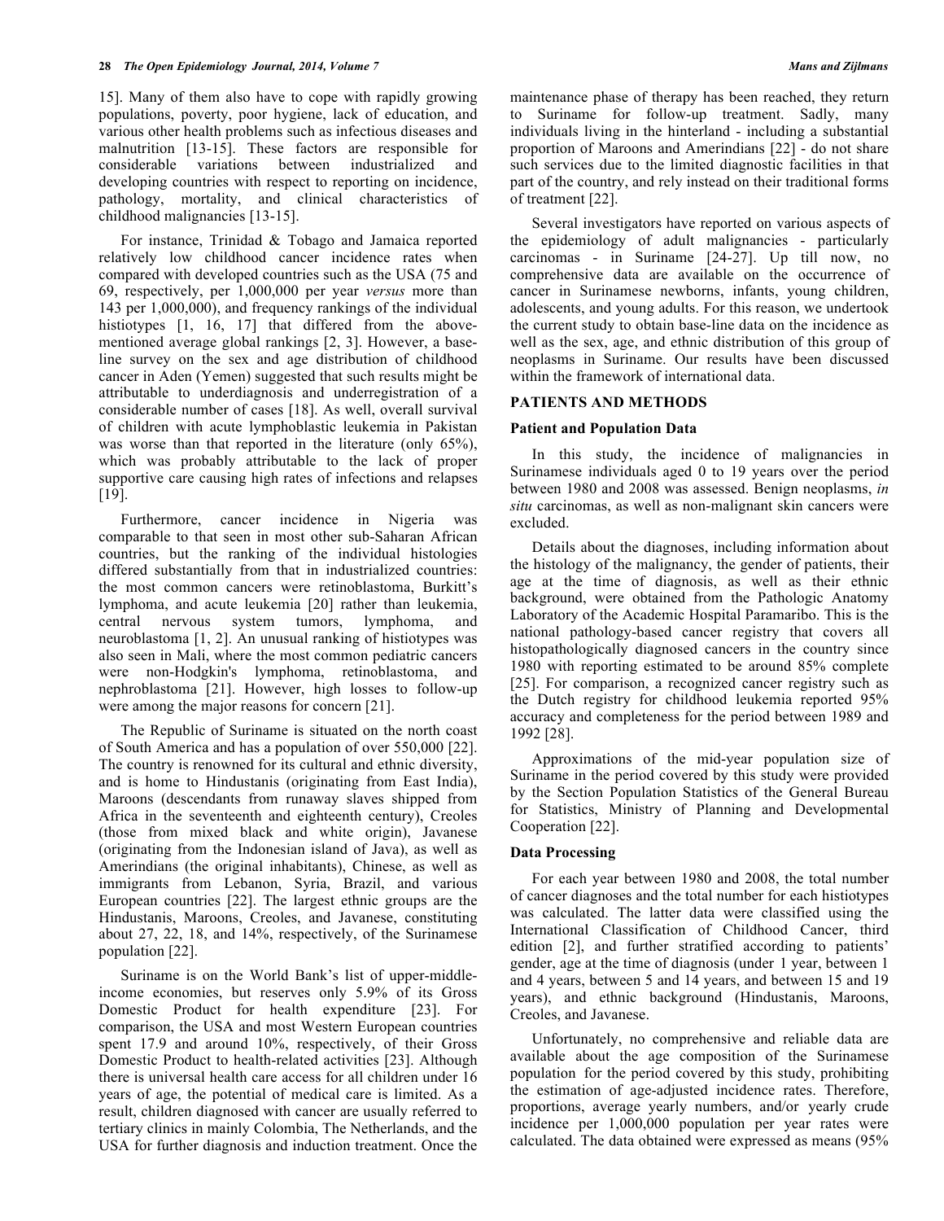15]. Many of them also have to cope with rapidly growing populations, poverty, poor hygiene, lack of education, and various other health problems such as infectious diseases and malnutrition [13-15]. These factors are responsible for considerable variations between industrialized and developing countries with respect to reporting on incidence, pathology, mortality, and clinical characteristics of childhood malignancies [13-15].

For instance, Trinidad & Tobago and Jamaica reported relatively low childhood cancer incidence rates when compared with developed countries such as the USA (75 and 69, respectively, per 1,000,000 per year *versus* more than 143 per 1,000,000), and frequency rankings of the individual histiotypes [1, 16, 17] that differed from the above-mentioned average global rankings [2, 3]. However, a base-line survey on the sex and age distribution of childhood cancer in Aden (Yemen) suggested that such results might be attributable to underdiagnosis and underregistration of a considerable number of cases [18]. As well, overall survival of children with acute lymphoblastic leukemia in Pakistan was worse than that reported in the literature (only 65%), which was probably attributable to the lack of proper supportive care causing high rates of infections and relapses [19].

Furthermore, cancer incidence in Nigeria was comparable to that seen in most other sub-Saharan African countries, but the ranking of the individual histologies differed substantially from that in industrialized countries: the most common cancers were retinoblastoma, Burkitt's lymphoma, and acute leukemia [20] rather than leukemia, central nervous system tumors, lymphoma, and neuroblastoma [1, 2]. An unusual ranking of histiotypes was also seen in Mali, where the most common pediatric cancers were non-Hodgkin's lymphoma, retinoblastoma, and nephroblastoma [21]. However, high losses to follow-up were among the major reasons for concern [21].

The Republic of Suriname is situated on the north coast of South America and has a population of over 550,000 [22]. The country is renowned for its cultural and ethnic diversity, and is home to Hindustanis (originating from East India), Maroons (descendants from runaway slaves shipped from Africa in the seventeenth and eighteenth century), Creoles (those from mixed black and white origin), Javanese (originating from the Indonesian island of Java), as well as Amerindians (the original inhabitants), Chinese, as well as immigrants from Lebanon, Syria, Brazil, and various European countries [22]. The largest ethnic groups are the Hindustanis, Maroons, Creoles, and Javanese, constituting about 27, 22, 18, and 14%, respectively, of the Surinamese population [22].

Suriname is on the World Bank's list of upper-middle-income economies, but reserves only 5.9% of its Gross Domestic Product for health expenditure [23]. For comparison, the USA and most Western European countries spent 17.9 and around 10%, respectively, of their Gross Domestic Product to health-related activities [23]. Although there is universal health care access for all children under 16 years of age, the potential of medical care is limited. As a result, children diagnosed with cancer are usually referred to tertiary clinics in mainly Colombia, The Netherlands, and the USA for further diagnosis and induction treatment. Once the maintenance phase of therapy has been reached, they return to Suriname for follow-up treatment. Sadly, many individuals living in the hinterland - including a substantial proportion of Maroons and Amerindians [22] - do not share such services due to the limited diagnostic facilities in that part of the country, and rely instead on their traditional forms of treatment [22].

Several investigators have reported on various aspects of the epidemiology of adult malignancies - particularly carcinomas - in Suriname [24-27]. Up till now, no comprehensive data are available on the occurrence of cancer in Surinamese newborns, infants, young children, adolescents, and young adults. For this reason, we undertook the current study to obtain base-line data on the incidence as well as the sex, age, and ethnic distribution of this group of neoplasms in Suriname. Our results have been discussed within the framework of international data.

## PATIENTS AND METHODS

### Patient and Population Data

In this study, the incidence of malignancies in Surinamese individuals aged 0 to 19 years over the period between 1980 and 2008 was assessed. Benign neoplasms, *in situ* carcinomas, as well as non-malignant skin cancers were excluded.

Details about the diagnoses, including information about the histology of the malignancy, the gender of patients, their age at the time of diagnosis, as well as their ethnic background, were obtained from the Pathologic Anatomy Laboratory of the Academic Hospital Paramaribo. This is the national pathology-based cancer registry that covers all histopathologically diagnosed cancers in the country since 1980 with reporting estimated to be around 85% complete [25]. For comparison, a recognized cancer registry such as the Dutch registry for childhood leukemia reported 95% accuracy and completeness for the period between 1989 and 1992 [28].

Approximations of the mid-year population size of Suriname in the period covered by this study were provided by the Section Population Statistics of the General Bureau for Statistics, Ministry of Planning and Developmental Cooperation [22].

### Data Processing

For each year between 1980 and 2008, the total number of cancer diagnoses and the total number for each histiotypes was calculated. The latter data were classified using the International Classification of Childhood Cancer, third edition [2], and further stratified according to patients' gender, age at the time of diagnosis (under 1 year, between 1 and 4 years, between 5 and 14 years, and between 15 and 19 years), and ethnic background (Hindustanis, Maroons, Creoles, and Javanese.

Unfortunately, no comprehensive and reliable data are available about the age composition of the Surinamese population for the period covered by this study, prohibiting the estimation of age-adjusted incidence rates. Therefore, proportions, average yearly numbers, and/or yearly crude incidence per 1,000,000 population per year rates were calculated. The data obtained were expressed as means (95%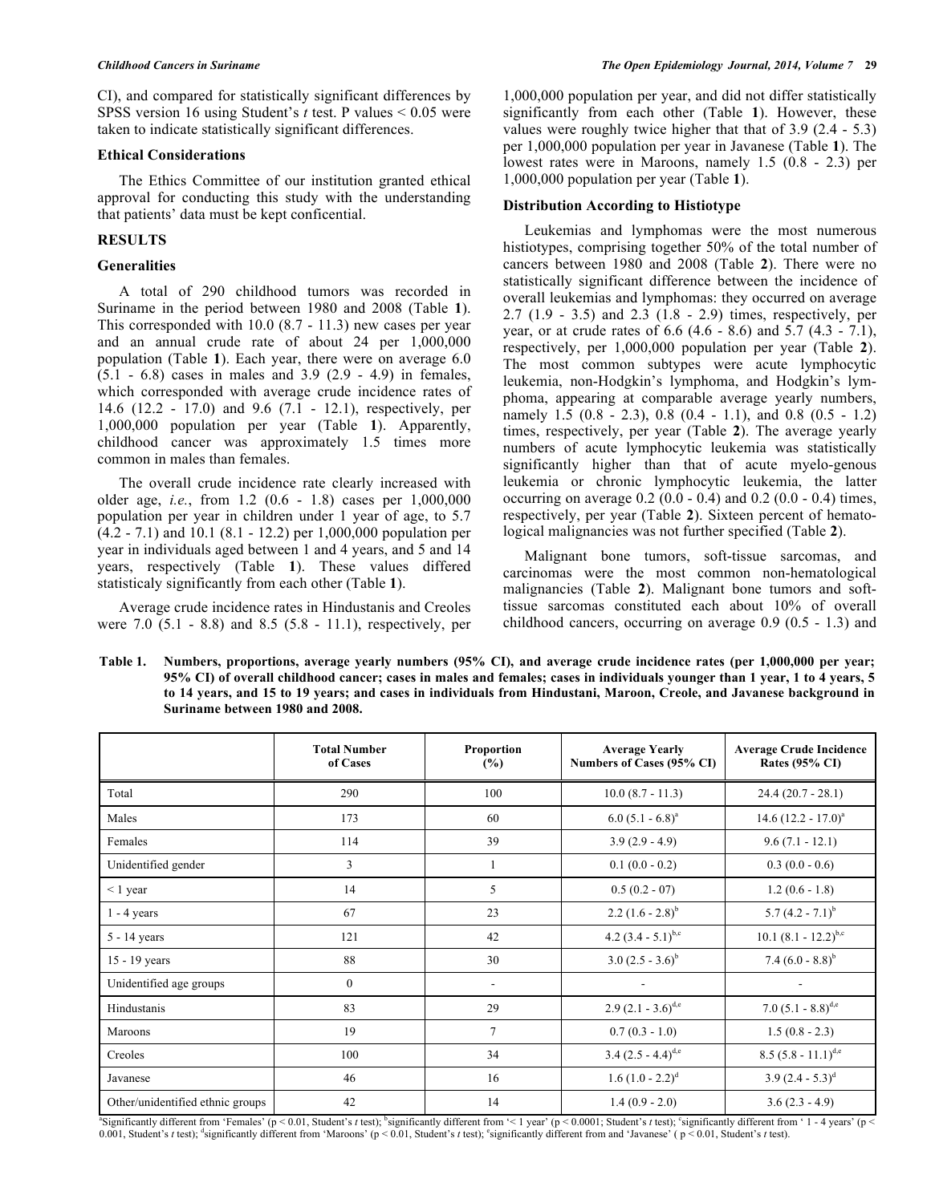CI), and compared for statistically significant differences by SPSS version 16 using Student's *t* test. P values < 0.05 were taken to indicate statistically significant differences.

### Ethical Considerations

The Ethics Committee of our institution granted ethical approval for conducting this study with the understanding that patients' data must be kept conficential.

## RESULTS

### Generalities

A total of 290 childhood tumors was recorded in Suriname in the period between 1980 and 2008 (Table **1**). This corresponded with 10.0 (8.7 - 11.3) new cases per year and an annual crude rate of about 24 per 1,000,000 population (Table **1**). Each year, there were on average 6.0 (5.1 - 6.8) cases in males and 3.9 (2.9 - 4.9) in females, which corresponded with average crude incidence rates of 14.6 (12.2 - 17.0) and 9.6 (7.1 - 12.1), respectively, per 1,000,000 population per year (Table **1**). Apparently, childhood cancer was approximately 1.5 times more common in males than females.

The overall crude incidence rate clearly increased with older age, *i.e.*, from 1.2 (0.6 - 1.8) cases per 1,000,000 population per year in children under 1 year of age, to 5.7 (4.2 - 7.1) and 10.1 (8.1 - 12.2) per 1,000,000 population per year in individuals aged between 1 and 4 years, and 5 and 14 years, respectively (Table **1**). These values differed statisticaly significantly from each other (Table **1**).

Average crude incidence rates in Hindustanis and Creoles were 7.0 (5.1 - 8.8) and 8.5 (5.8 - 11.1), respectively, per 1,000,000 population per year, and did not differ statistically significantly from each other (Table **1**). However, these values were roughly twice higher that that of 3.9 (2.4 - 5.3) per 1,000,000 population per year in Javanese (Table **1**). The lowest rates were in Maroons, namely 1.5 (0.8 - 2.3) per 1,000,000 population per year (Table **1**).

### Distribution According to Histiotype

Leukemias and lymphomas were the most numerous histiotypes, comprising together 50% of the total number of cancers between 1980 and 2008 (Table **2**). There were no statistically significant difference between the incidence of overall leukemias and lymphomas: they occurred on average 2.7 (1.9 - 3.5) and 2.3 (1.8 - 2.9) times, respectively, per year, or at crude rates of 6.6 (4.6 - 8.6) and 5.7 (4.3 - 7.1), respectively, per 1,000,000 population per year (Table **2**). The most common subtypes were acute lymphocytic leukemia, non-Hodgkin's lymphoma, and Hodgkin's lymphoma, appearing at comparable average yearly numbers, namely 1.5 (0.8 - 2.3), 0.8 (0.4 - 1.1), and 0.8 (0.5 - 1.2) times, respectively, per year (Table **2**). The average yearly numbers of acute lymphocytic leukemia was statistically significantly higher than that of acute myelo-genous leukemia or chronic lymphocytic leukemia, the latter occurring on average 0.2 (0.0 - 0.4) and 0.2 (0.0 - 0.4) times, respectively, per year (Table **2**). Sixteen percent of hematological malignancies was not further specified (Table **2**).

Malignant bone tumors, soft-tissue sarcomas, and carcinomas were the most common non-hematological malignancies (Table **2**). Malignant bone tumors and soft-tissue sarcomas constituted each about 10% of overall childhood cancers, occurring on average 0.9 (0.5 - 1.3) and

**Table 1. Numbers, proportions, average yearly numbers (95% CI), and average crude incidence rates (per 1,000,000 per year; 95% CI) of overall childhood cancer; cases in males and females; cases in individuals younger than 1 year, 1 to 4 years, 5 to 14 years, and 15 to 19 years; and cases in individuals from Hindustani, Maroon, Creole, and Javanese background in Suriname between 1980 and 2008.**

| | Total Number of Cases | Proportion (%) | Average Yearly Numbers of Cases (95% CI) | Average Crude Incidence Rates (95% CI) |
|---|---|---|---|---|
| Total | 290 | 100 | 10.0 (8.7 - 11.3) | 24.4 (20.7 - 28.1) |
| Males | 173 | 60 | 6.0 (5.1 - 6.8)[a] | 14.6 (12.2 - 17.0)[a] |
| Females | 114 | 39 | 3.9 (2.9 - 4.9) | 9.6 (7.1 - 12.1) |
| Unidentified gender | 3 | 1 | 0.1 (0.0 - 0.2) | 0.3 (0.0 - 0.6) |
| < 1 year | 14 | 5 | 0.5 (0.2 - 07) | 1.2 (0.6 - 1.8) |
| 1 - 4 years | 67 | 23 | 2.2 (1.6 - 2.8)[b] | 5.7 (4.2 - 7.1)[b] |
| 5 - 14 years | 121 | 42 | 4.2 (3.4 - 5.1)[b,c] | 10.1 (8.1 - 12.2)[b,c] |
| 15 - 19 years | 88 | 30 | 3.0 (2.5 - 3.6)[b] | 7.4 (6.0 - 8.8)[b] |
| Unidentified age groups | 0 | - | - | - |
| Hindustanis | 83 | 29 | 2.9 (2.1 - 3.6)[d,e] | 7.0 (5.1 - 8.8)[d,e] |
| Maroons | 19 | 7 | 0.7 (0.3 - 1.0) | 1.5 (0.8 - 2.3) |
| Creoles | 100 | 34 | 3.4 (2.5 - 4.4)[d,e] | 8.5 (5.8 - 11.1)[d,e] |
| Javanese | 46 | 16 | 1.6 (1.0 - 2.2)[d] | 3.9 (2.4 - 5.3)[d] |
| Other/unidentified ethnic groups | 42 | 14 | 1.4 (0.9 - 2.0) | 3.6 (2.3 - 4.9) |

[a]Significantly different from 'Females' ($p < 0.01$, Student's *t* test); [b]significantly different from '< 1 year' ($p < 0.0001$; Student's *t* test); [c]significantly different from ' 1 - 4 years' ($p < 0.001$, Student's *t* test); [d]significantly different from 'Maroons' ($p < 0.01$, Student's *t* test); [e]significantly different from and 'Javanese' ( $p < 0.01$, Student's *t* test).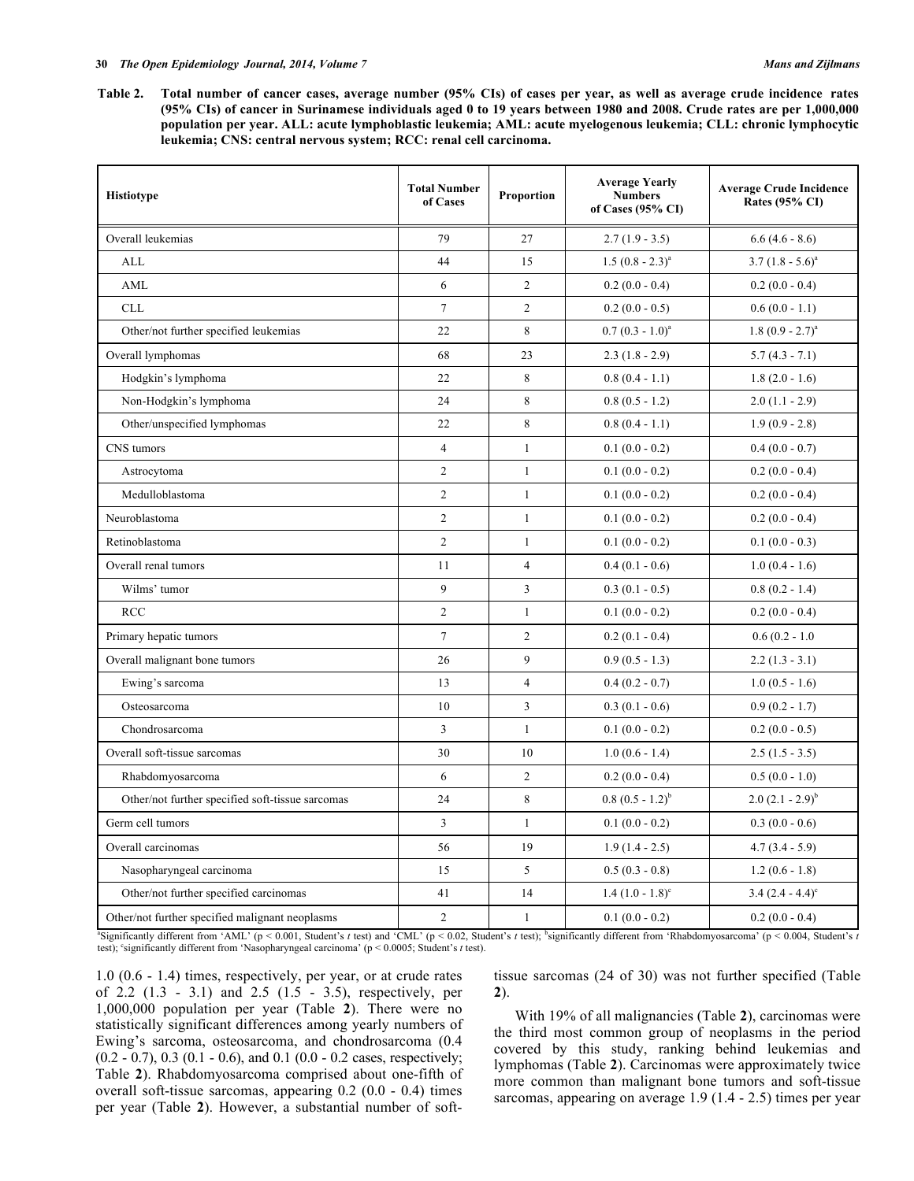**Table 2. Total number of cancer cases, average number (95% CIs) of cases per year, as well as average crude incidence rates (95% CIs) of cancer in Surinamese individuals aged 0 to 19 years between 1980 and 2008. Crude rates are per 1,000,000 population per year. ALL: acute lymphoblastic leukemia; AML: acute myelogenous leukemia; CLL: chronic lymphocytic leukemia; CNS: central nervous system; RCC: renal cell carcinoma.**

| Histiotype | Total Number of Cases | Proportion | Average Yearly Numbers of Cases (95% CI) | Average Crude Incidence Rates (95% CI) |
|---|---|---|---|---|
| Overall leukemias | 79 | 27 | 2.7 (1.9 - 3.5) | 6.6 (4.6 - 8.6) |
| ALL | 44 | 15 | 1.5 (0.8 - 2.3)[a] | 3.7 (1.8 - 5.6)[a] |
| AML | 6 | 2 | 0.2 (0.0 - 0.4) | 0.2 (0.0 - 0.4) |
| CLL | 7 | 2 | 0.2 (0.0 - 0.5) | 0.6 (0.0 - 1.1) |
| Other/not further specified leukemias | 22 | 8 | 0.7 (0.3 - 1.0)[a] | 1.8 (0.9 - 2.7)[a] |
| Overall lymphomas | 68 | 23 | 2.3 (1.8 - 2.9) | 5.7 (4.3 - 7.1) |
| Hodgkin's lymphoma | 22 | 8 | 0.8 (0.4 - 1.1) | 1.8 (2.0 - 1.6) |
| Non-Hodgkin's lymphoma | 24 | 8 | 0.8 (0.5 - 1.2) | 2.0 (1.1 - 2.9) |
| Other/unspecified lymphomas | 22 | 8 | 0.8 (0.4 - 1.1) | 1.9 (0.9 - 2.8) |
| CNS tumors | 4 | 1 | 0.1 (0.0 - 0.2) | 0.4 (0.0 - 0.7) |
| Astrocytoma | 2 | 1 | 0.1 (0.0 - 0.2) | 0.2 (0.0 - 0.4) |
| Medulloblastoma | 2 | 1 | 0.1 (0.0 - 0.2) | 0.2 (0.0 - 0.4) |
| Neuroblastoma | 2 | 1 | 0.1 (0.0 - 0.2) | 0.2 (0.0 - 0.4) |
| Retinoblastoma | 2 | 1 | 0.1 (0.0 - 0.2) | 0.1 (0.0 - 0.3) |
| Overall renal tumors | 11 | 4 | 0.4 (0.1 - 0.6) | 1.0 (0.4 - 1.6) |
| Wilms' tumor | 9 | 3 | 0.3 (0.1 - 0.5) | 0.8 (0.2 - 1.4) |
| RCC | 2 | 1 | 0.1 (0.0 - 0.2) | 0.2 (0.0 - 0.4) |
| Primary hepatic tumors | 7 | 2 | 0.2 (0.1 - 0.4) | 0.6 (0.2 - 1.0 |
| Overall malignant bone tumors | 26 | 9 | 0.9 (0.5 - 1.3) | 2.2 (1.3 - 3.1) |
| Ewing's sarcoma | 13 | 4 | 0.4 (0.2 - 0.7) | 1.0 (0.5 - 1.6) |
| Osteosarcoma | 10 | 3 | 0.3 (0.1 - 0.6) | 0.9 (0.2 - 1.7) |
| Chondrosarcoma | 3 | 1 | 0.1 (0.0 - 0.2) | 0.2 (0.0 - 0.5) |
| Overall soft-tissue sarcomas | 30 | 10 | 1.0 (0.6 - 1.4) | 2.5 (1.5 - 3.5) |
| Rhabdomyosarcoma | 6 | 2 | 0.2 (0.0 - 0.4) | 0.5 (0.0 - 1.0) |
| Other/not further specified soft-tissue sarcomas | 24 | 8 | 0.8 (0.5 - 1.2)[b] | 2.0 (2.1 - 2.9)[b] |
| Germ cell tumors | 3 | 1 | 0.1 (0.0 - 0.2) | 0.3 (0.0 - 0.6) |
| Overall carcinomas | 56 | 19 | 1.9 (1.4 - 2.5) | 4.7 (3.4 - 5.9) |
| Nasopharyngeal carcinoma | 15 | 5 | 0.5 (0.3 - 0.8) | 1.2 (0.6 - 1.8) |
| Other/not further specified carcinomas | 41 | 14 | 1.4 (1.0 - 1.8)[c] | 3.4 (2.4 - 4.4)[c] |
| Other/not further specified malignant neoplasms | 2 | 1 | 0.1 (0.0 - 0.2) | 0.2 (0.0 - 0.4) |

[a]Significantly different from 'AML' ($p < 0.001$, Student's *t* test) and 'CML' ($p < 0.02$, Student's *t* test); [b]significantly different from 'Rhabdomyosarcoma' ($p < 0.004$, Student's *t* test); [c]significantly different from 'Nasopharyngeal carcinoma' ($p < 0.0005$; Student's *t* test).

1.0 (0.6 - 1.4) times, respectively, per year, or at crude rates of 2.2 (1.3 - 3.1) and 2.5 (1.5 - 3.5), respectively, per 1,000,000 population per year (Table **2**). There were no statistically significant differences among yearly numbers of Ewing's sarcoma, osteosarcoma, and chondrosarcoma (0.4 (0.2 - 0.7), 0.3 (0.1 - 0.6), and 0.1 (0.0 - 0.2 cases, respectively; Table **2**). Rhabdomyosarcoma comprised about one-fifth of overall soft-tissue sarcomas, appearing 0.2 (0.0 - 0.4) times per year (Table **2**). However, a substantial number of soft-tissue sarcomas (24 of 30) was not further specified (Table **2**).

With 19% of all malignancies (Table **2**), carcinomas were the third most common group of neoplasms in the period covered by this study, ranking behind leukemias and lymphomas (Table **2**). Carcinomas were approximately twice more common than malignant bone tumors and soft-tissue sarcomas, appearing on average 1.9 (1.4 - 2.5) times per year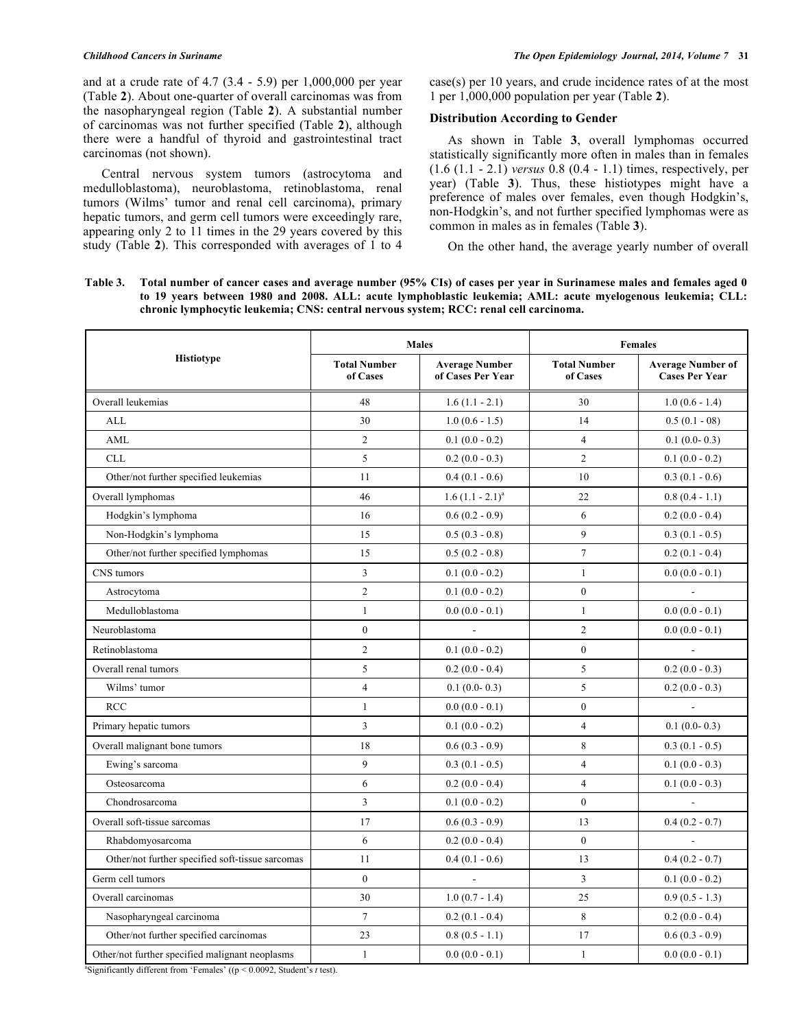and at a crude rate of 4.7 (3.4 - 5.9) per 1,000,000 per year (Table **2**). About one-quarter of overall carcinomas was from the nasopharyngeal region (Table **2**). A substantial number of carcinomas was not further specified (Table **2**), although there were a handful of thyroid and gastrointestinal tract carcinomas (not shown).

Central nervous system tumors (astrocytoma and medulloblastoma), neuroblastoma, retinoblastoma, renal tumors (Wilms' tumor and renal cell carcinoma), primary hepatic tumors, and germ cell tumors were exceedingly rare, appearing only 2 to 11 times in the 29 years covered by this study (Table **2**). This corresponded with averages of 1 to 4 case(s) per 10 years, and crude incidence rates of at the most 1 per 1,000,000 population per year (Table **2**).

### Distribution According to Gender

As shown in Table **3**, overall lymphomas occurred statistically significantly more often in males than in females (1.6 (1.1 - 2.1) *versus* 0.8 (0.4 - 1.1) times, respectively, per year) (Table **3**). Thus, these histiotypes might have a preference of males over females, even though Hodgkin's, non-Hodgkin's, and not further specified lymphomas were as common in males as in females (Table **3**).

On the other hand, the average yearly number of overall

**Table 3. Total number of cancer cases and average number (95% CIs) of cases per year in Surinamese males and females aged 0 to 19 years between 1980 and 2008. ALL: acute lymphoblastic leukemia; AML: acute myelogenous leukemia; CLL: chronic lymphocytic leukemia; CNS: central nervous system; RCC: renal cell carcinoma.**

| Histiotype | Males | | Females | |
|---|---|---|---|---|
| | Total Number of Cases | Average Number of Cases Per Year | Total Number of Cases | Average Number of Cases Per Year |
| Overall leukemias | 48 | 1.6 (1.1 - 2.1) | 30 | 1.0 (0.6 - 1.4) |
| ALL | 30 | 1.0 (0.6 - 1.5) | 14 | 0.5 (0.1 - 08) |
| AML | 2 | 0.1 (0.0 - 0.2) | 4 | 0.1 (0.0- 0.3) |
| CLL | 5 | 0.2 (0.0 - 0.3) | 2 | 0.1 (0.0 - 0.2) |
| Other/not further specified leukemias | 11 | 0.4 (0.1 - 0.6) | 10 | 0.3 (0.1 - 0.6) |
| Overall lymphomas | 46 | 1.6 (1.1 - 2.1)[a] | 22 | 0.8 (0.4 - 1.1) |
| Hodgkin's lymphoma | 16 | 0.6 (0.2 - 0.9) | 6 | 0.2 (0.0 - 0.4) |
| Non-Hodgkin's lymphoma | 15 | 0.5 (0.3 - 0.8) | 9 | 0.3 (0.1 - 0.5) |
| Other/not further specified lymphomas | 15 | 0.5 (0.2 - 0.8) | 7 | 0.2 (0.1 - 0.4) |
| CNS tumors | 3 | 0.1 (0.0 - 0.2) | 1 | 0.0 (0.0 - 0.1) |
| Astrocytoma | 2 | 0.1 (0.0 - 0.2) | 0 | - |
| Medulloblastoma | 1 | 0.0 (0.0 - 0.1) | 1 | 0.0 (0.0 - 0.1) |
| Neuroblastoma | 0 | - | 2 | 0.0 (0.0 - 0.1) |
| Retinoblastoma | 2 | 0.1 (0.0 - 0.2) | 0 | - |
| Overall renal tumors | 5 | 0.2 (0.0 - 0.4) | 5 | 0.2 (0.0 - 0.3) |
| Wilms' tumor | 4 | 0.1 (0.0- 0.3) | 5 | 0.2 (0.0 - 0.3) |
| RCC | 1 | 0.0 (0.0 - 0.1) | 0 | - |
| Primary hepatic tumors | 3 | 0.1 (0.0 - 0.2) | 4 | 0.1 (0.0- 0.3) |
| Overall malignant bone tumors | 18 | 0.6 (0.3 - 0.9) | 8 | 0.3 (0.1 - 0.5) |
| Ewing's sarcoma | 9 | 0.3 (0.1 - 0.5) | 4 | 0.1 (0.0 - 0.3) |
| Osteosarcoma | 6 | 0.2 (0.0 - 0.4) | 4 | 0.1 (0.0 - 0.3) |
| Chondrosarcoma | 3 | 0.1 (0.0 - 0.2) | 0 | - |
| Overall soft-tissue sarcomas | 17 | 0.6 (0.3 - 0.9) | 13 | 0.4 (0.2 - 0.7) |
| Rhabdomyosarcoma | 6 | 0.2 (0.0 - 0.4) | 0 | - |
| Other/not further specified soft-tissue sarcomas | 11 | 0.4 (0.1 - 0.6) | 13 | 0.4 (0.2 - 0.7) |
| Germ cell tumors | 0 | - | 3 | 0.1 (0.0 - 0.2) |
| Overall carcinomas | 30 | 1.0 (0.7 - 1.4) | 25 | 0.9 (0.5 - 1.3) |
| Nasopharyngeal carcinoma | 7 | 0.2 (0.1 - 0.4) | 8 | 0.2 (0.0 - 0.4) |
| Other/not further specified carcinomas | 23 | 0.8 (0.5 - 1.1) | 17 | 0.6 (0.3 - 0.9) |
| Other/not further specified malignant neoplasms | 1 | 0.0 (0.0 - 0.1) | 1 | 0.0 (0.0 - 0.1) |

[a]Significantly different from 'Females' (($p < 0.0092$, Student's *t* test).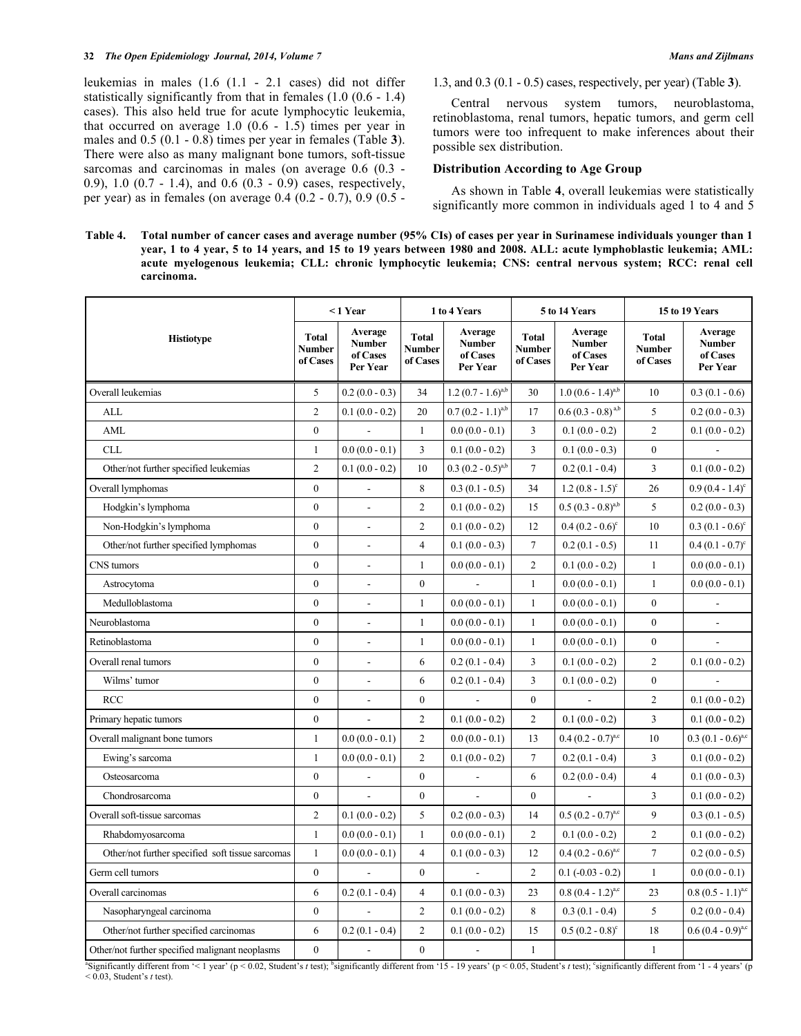leukemias in males (1.6 (1.1 - 2.1 cases) did not differ statistically significantly from that in females (1.0 (0.6 - 1.4) cases). This also held true for acute lymphocytic leukemia, that occurred on average 1.0 (0.6 - 1.5) times per year in males and 0.5 (0.1 - 0.8) times per year in females (Table **3**). There were also as many malignant bone tumors, soft-tissue sarcomas and carcinomas in males (on average 0.6 (0.3 - 0.9), 1.0 (0.7 - 1.4), and 0.6 (0.3 - 0.9) cases, respectively, per year) as in females (on average 0.4 (0.2 - 0.7), 0.9 (0.5 - 1.3, and 0.3 (0.1 - 0.5) cases, respectively, per year) (Table **3**).

Central nervous system tumors, neuroblastoma, retinoblastoma, renal tumors, hepatic tumors, and germ cell tumors were too infrequent to make inferences about their possible sex distribution.

### Distribution According to Age Group

As shown in Table **4**, overall leukemias were statistically significantly more common in individuals aged 1 to 4 and 5

**Table 4. Total number of cancer cases and average number (95% CIs) of cases per year in Surinamese individuals younger than 1 year, 1 to 4 year, 5 to 14 years, and 15 to 19 years between 1980 and 2008. ALL: acute lymphoblastic leukemia; AML: acute myelogenous leukemia; CLL: chronic lymphocytic leukemia; CNS: central nervous system; RCC: renal cell carcinoma.**

| Histiotype | < 1 Year | | 1 to 4 Years | | 5 to 14 Years | | 15 to 19 Years | |
|---|---|---|---|---|---|---|---|---|
| | Total Number of Cases | Average Number of Cases Per Year | Total Number of Cases | Average Number of Cases Per Year | Total Number of Cases | Average Number of Cases Per Year | Total Number of Cases | Average Number of Cases Per Year |
| Overall leukemias | 5 | 0.2 (0.0 - 0.3) | 34 | 1.2 (0.7 - 1.6)[a,b] | 30 | 1.0 (0.6 - 1.4)[a,b] | 10 | 0.3 (0.1 - 0.6) |
| ALL | 2 | 0.1 (0.0 - 0.2) | 20 | 0.7 (0.2 - 1.1)[a,b] | 17 | 0.6 (0.3 - 0.8)[a,b] | 5 | 0.2 (0.0 - 0.3) |
| AML | 0 | - | 1 | 0.0 (0.0 - 0.1) | 3 | 0.1 (0.0 - 0.2) | 2 | 0.1 (0.0 - 0.2) |
| CLL | 1 | 0.0 (0.0 - 0.1) | 3 | 0.1 (0.0 - 0.2) | 3 | 0.1 (0.0 - 0.3) | 0 | - |
| Other/not further specified leukemias | 2 | 0.1 (0.0 - 0.2) | 10 | 0.3 (0.2 - 0.5)[a,b] | 7 | 0.2 (0.1 - 0.4) | 3 | 0.1 (0.0 - 0.2) |
| Overall lymphomas | 0 | - | 8 | 0.3 (0.1 - 0.5) | 34 | 1.2 (0.8 - 1.5)[c] | 26 | 0.9 (0.4 - 1.4)[c] |
| Hodgkin's lymphoma | 0 | - | 2 | 0.1 (0.0 - 0.2) | 15 | 0.5 (0.3 - 0.8)[a,b] | 5 | 0.2 (0.0 - 0.3) |
| Non-Hodgkin's lymphoma | 0 | - | 2 | 0.1 (0.0 - 0.2) | 12 | 0.4 (0.2 - 0.6)[c] | 10 | 0.3 (0.1 - 0.6)[c] |
| Other/not further specified lymphomas | 0 | - | 4 | 0.1 (0.0 - 0.3) | 7 | 0.2 (0.1 - 0.5) | 11 | 0.4 (0.1 - 0.7)[c] |
| CNS tumors | 0 | - | 1 | 0.0 (0.0 - 0.1) | 2 | 0.1 (0.0 - 0.2) | 1 | 0.0 (0.0 - 0.1) |
| Astrocytoma | 0 | - | 0 | - | 1 | 0.0 (0.0 - 0.1) | 1 | 0.0 (0.0 - 0.1) |
| Medulloblastoma | 0 | - | 1 | 0.0 (0.0 - 0.1) | 1 | 0.0 (0.0 - 0.1) | 0 | - |
| Neuroblastoma | 0 | - | 1 | 0.0 (0.0 - 0.1) | 1 | 0.0 (0.0 - 0.1) | 0 | - |
| Retinoblastoma | 0 | - | 1 | 0.0 (0.0 - 0.1) | 1 | 0.0 (0.0 - 0.1) | 0 | - |
| Overall renal tumors | 0 | - | 6 | 0.2 (0.1 - 0.4) | 3 | 0.1 (0.0 - 0.2) | 2 | 0.1 (0.0 - 0.2) |
| Wilms' tumor | 0 | - | 6 | 0.2 (0.1 - 0.4) | 3 | 0.1 (0.0 - 0.2) | 0 | - |
| RCC | 0 | - | 0 | - | 0 | - | 2 | 0.1 (0.0 - 0.2) |
| Primary hepatic tumors | 0 | - | 2 | 0.1 (0.0 - 0.2) | 2 | 0.1 (0.0 - 0.2) | 3 | 0.1 (0.0 - 0.2) |
| Overall malignant bone tumors | 1 | 0.0 (0.0 - 0.1) | 2 | 0.0 (0.0 - 0.1) | 13 | 0.4 (0.2 - 0.7)[a,c] | 10 | 0.3 (0.1 - 0.6)[a,c] |
| Ewing's sarcoma | 1 | 0.0 (0.0 - 0.1) | 2 | 0.1 (0.0 - 0.2) | 7 | 0.2 (0.1 - 0.4) | 3 | 0.1 (0.0 - 0.2) |
| Osteosarcoma | 0 | - | 0 | - | 6 | 0.2 (0.0 - 0.4) | 4 | 0.1 (0.0 - 0.3) |
| Chondrosarcoma | 0 | - | 0 | - | 0 | - | 3 | 0.1 (0.0 - 0.2) |
| Overall soft-tissue sarcomas | 2 | 0.1 (0.0 - 0.2) | 5 | 0.2 (0.0 - 0.3) | 14 | 0.5 (0.2 - 0.7)[a,c] | 9 | 0.3 (0.1 - 0.5) |
| Rhabdomyosarcoma | 1 | 0.0 (0.0 - 0.1) | 1 | 0.0 (0.0 - 0.1) | 2 | 0.1 (0.0 - 0.2) | 2 | 0.1 (0.0 - 0.2) |
| Other/not further specified soft tissue sarcomas | 1 | 0.0 (0.0 - 0.1) | 4 | 0.1 (0.0 - 0.3) | 12 | 0.4 (0.2 - 0.6)[a,c] | 7 | 0.2 (0.0 - 0.5) |
| Germ cell tumors | 0 | - | 0 | - | 2 | 0.1 (-0.03 - 0.2) | 1 | 0.0 (0.0 - 0.1) |
| Overall carcinomas | 6 | 0.2 (0.1 - 0.4) | 4 | 0.1 (0.0 - 0.3) | 23 | 0.8 (0.4 - 1.2)[a,c] | 23 | 0.8 (0.5 - 1.1)[a,c] |
| Nasopharyngeal carcinoma | 0 | - | 2 | 0.1 (0.0 - 0.2) | 8 | 0.3 (0.1 - 0.4) | 5 | 0.2 (0.0 - 0.4) |
| Other/not further specified carcinomas | 6 | 0.2 (0.1 - 0.4) | 2 | 0.1 (0.0 - 0.2) | 15 | 0.5 (0.2 - 0.8)[c] | 18 | 0.6 (0.4 - 0.9)[a,c] |
| Other/not further specified malignant neoplasms | 0 | - | 0 | - | 1 | | 1 | |

[a]Significantly different from '< 1 year' ($p < 0.02$, Student's *t* test); [b]significantly different from '15 - 19 years' ($p < 0.05$, Student's *t* test); [c]significantly different from '1 - 4 years' ($p < 0.03$, Student's *t* test).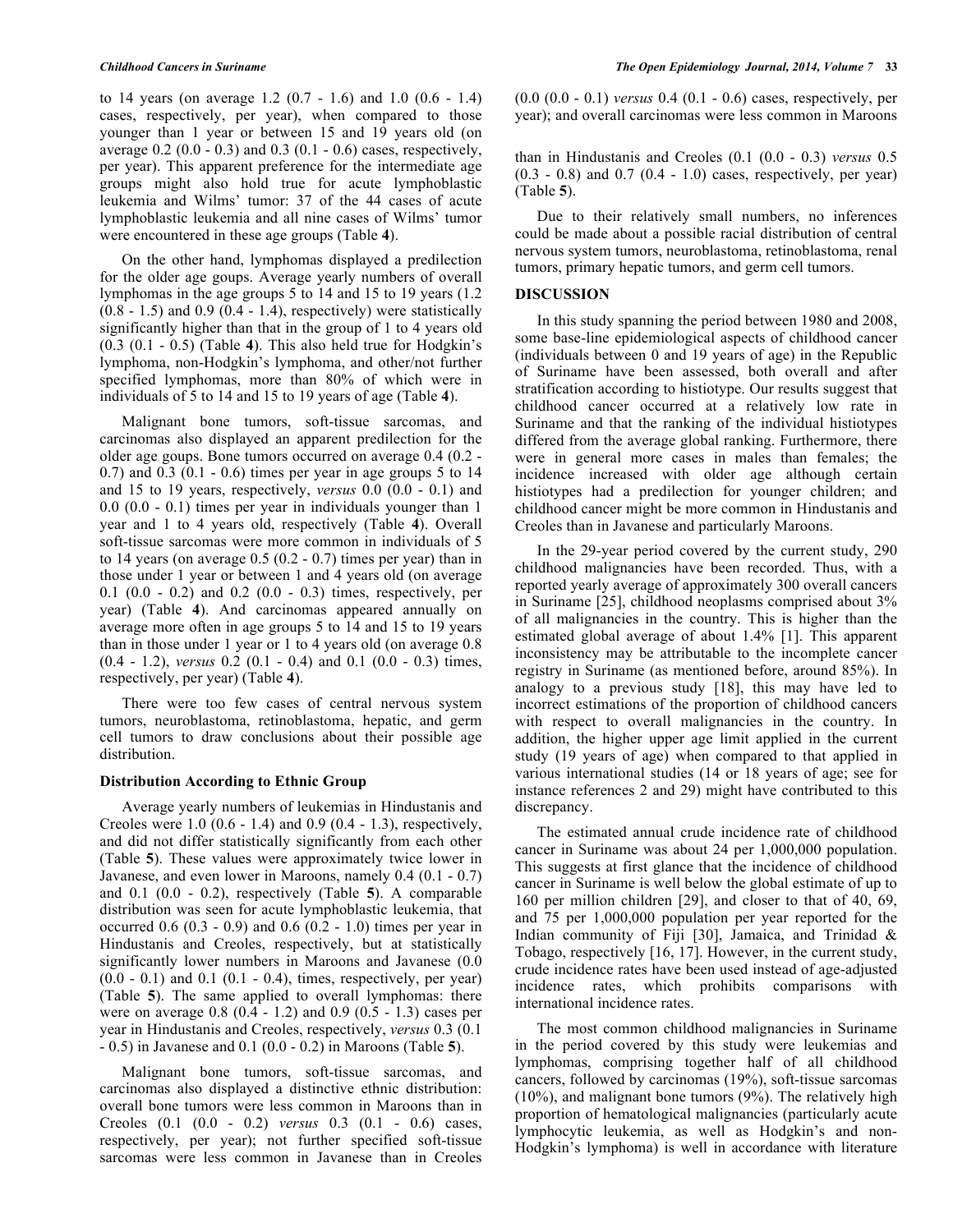to 14 years (on average 1.2 (0.7 - 1.6) and 1.0 (0.6 - 1.4) cases, respectively, per year), when compared to those younger than 1 year or between 15 and 19 years old (on average 0.2 (0.0 - 0.3) and 0.3 (0.1 - 0.6) cases, respectively, per year). This apparent preference for the intermediate age groups might also hold true for acute lymphoblastic leukemia and Wilms' tumor: 37 of the 44 cases of acute lymphoblastic leukemia and all nine cases of Wilms' tumor were encountered in these age groups (Table **4**).

On the other hand, lymphomas displayed a predilection for the older age goups. Average yearly numbers of overall lymphomas in the age groups 5 to 14 and 15 to 19 years (1.2 (0.8 - 1.5) and 0.9 (0.4 - 1.4), respectively) were statistically significantly higher than that in the group of 1 to 4 years old (0.3 (0.1 - 0.5) (Table **4**). This also held true for Hodgkin's lymphoma, non-Hodgkin's lymphoma, and other/not further specified lymphomas, more than 80% of which were in individuals of 5 to 14 and 15 to 19 years of age (Table **4**).

Malignant bone tumors, soft-tissue sarcomas, and carcinomas also displayed an apparent predilection for the older age goups. Bone tumors occurred on average 0.4 (0.2 - 0.7) and 0.3 (0.1 - 0.6) times per year in age groups 5 to 14 and 15 to 19 years, respectively, *versus* 0.0 (0.0 - 0.1) and 0.0 (0.0 - 0.1) times per year in individuals younger than 1 year and 1 to 4 years old, respectively (Table **4**). Overall soft-tissue sarcomas were more common in individuals of 5 to 14 years (on average 0.5 (0.2 - 0.7) times per year) than in those under 1 year or between 1 and 4 years old (on average 0.1 (0.0 - 0.2) and 0.2 (0.0 - 0.3) times, respectively, per year) (Table **4**). And carcinomas appeared annually on average more often in age groups 5 to 14 and 15 to 19 years than in those under 1 year or 1 to 4 years old (on average 0.8 (0.4 - 1.2), *versus* 0.2 (0.1 - 0.4) and 0.1 (0.0 - 0.3) times, respectively, per year) (Table **4**).

There were too few cases of central nervous system tumors, neuroblastoma, retinoblastoma, hepatic, and germ cell tumors to draw conclusions about their possible age distribution.

### Distribution According to Ethnic Group

Average yearly numbers of leukemias in Hindustanis and Creoles were 1.0 (0.6 - 1.4) and 0.9 (0.4 - 1.3), respectively, and did not differ statistically significantly from each other (Table **5**). These values were approximately twice lower in Javanese, and even lower in Maroons, namely 0.4 (0.1 - 0.7) and 0.1 (0.0 - 0.2), respectively (Table **5**). A comparable distribution was seen for acute lymphoblastic leukemia, that occurred 0.6 (0.3 - 0.9) and 0.6 (0.2 - 1.0) times per year in Hindustanis and Creoles, respectively, but at statistically significantly lower numbers in Maroons and Javanese (0.0 (0.0 - 0.1) and 0.1 (0.1 - 0.4), times, respectively, per year) (Table **5**). The same applied to overall lymphomas: there were on average 0.8 (0.4 - 1.2) and 0.9 (0.5 - 1.3) cases per year in Hindustanis and Creoles, respectively, *versus* 0.3 (0.1 - 0.5) in Javanese and 0.1 (0.0 - 0.2) in Maroons (Table **5**).

Malignant bone tumors, soft-tissue sarcomas, and carcinomas also displayed a distinctive ethnic distribution: overall bone tumors were less common in Maroons than in Creoles (0.1 (0.0 - 0.2) *versus* 0.3 (0.1 - 0.6) cases, respectively, per year); not further specified soft-tissue sarcomas were less common in Javanese than in Creoles (0.0 (0.0 - 0.1) *versus* 0.4 (0.1 - 0.6) cases, respectively, per year); and overall carcinomas were less common in Maroons than in Hindustanis and Creoles (0.1 (0.0 - 0.3) *versus* 0.5 (0.3 - 0.8) and 0.7 (0.4 - 1.0) cases, respectively, per year) (Table **5**).

Due to their relatively small numbers, no inferences could be made about a possible racial distribution of central nervous system tumors, neuroblastoma, retinoblastoma, renal tumors, primary hepatic tumors, and germ cell tumors.

## DISCUSSION

In this study spanning the period between 1980 and 2008, some base-line epidemiological aspects of childhood cancer (individuals between 0 and 19 years of age) in the Republic of Suriname have been assessed, both overall and after stratification according to histiotype. Our results suggest that childhood cancer occurred at a relatively low rate in Suriname and that the ranking of the individual histiotypes differed from the average global ranking. Furthermore, there were in general more cases in males than females; the incidence increased with older age although certain histiotypes had a predilection for younger children; and childhood cancer might be more common in Hindustanis and Creoles than in Javanese and particularly Maroons.

In the 29-year period covered by the current study, 290 childhood malignancies have been recorded. Thus, with a reported yearly average of approximately 300 overall cancers in Suriname [25], childhood neoplasms comprised about 3% of all malignancies in the country. This is higher than the estimated global average of about 1.4% [1]. This apparent inconsistency may be attributable to the incomplete cancer registry in Suriname (as mentioned before, around 85%). In analogy to a previous study [18], this may have led to incorrect estimations of the proportion of childhood cancers with respect to overall malignancies in the country. In addition, the higher upper age limit applied in the current study (19 years of age) when compared to that applied in various international studies (14 or 18 years of age; see for instance references 2 and 29) might have contributed to this discrepancy.

The estimated annual crude incidence rate of childhood cancer in Suriname was about 24 per 1,000,000 population. This suggests at first glance that the incidence of childhood cancer in Suriname is well below the global estimate of up to 160 per million children [29], and closer to that of 40, 69, and 75 per 1,000,000 population per year reported for the Indian community of Fiji [30], Jamaica, and Trinidad & Tobago, respectively [16, 17]. However, in the current study, crude incidence rates have been used instead of age-adjusted incidence rates, which prohibits comparisons with international incidence rates.

The most common childhood malignancies in Suriname in the period covered by this study were leukemias and lymphomas, comprising together half of all childhood cancers, followed by carcinomas (19%), soft-tissue sarcomas (10%), and malignant bone tumors (9%). The relatively high proportion of hematological malignancies (particularly acute lymphocytic leukemia, as well as Hodgkin's and non-Hodgkin's lymphoma) is well in accordance with literature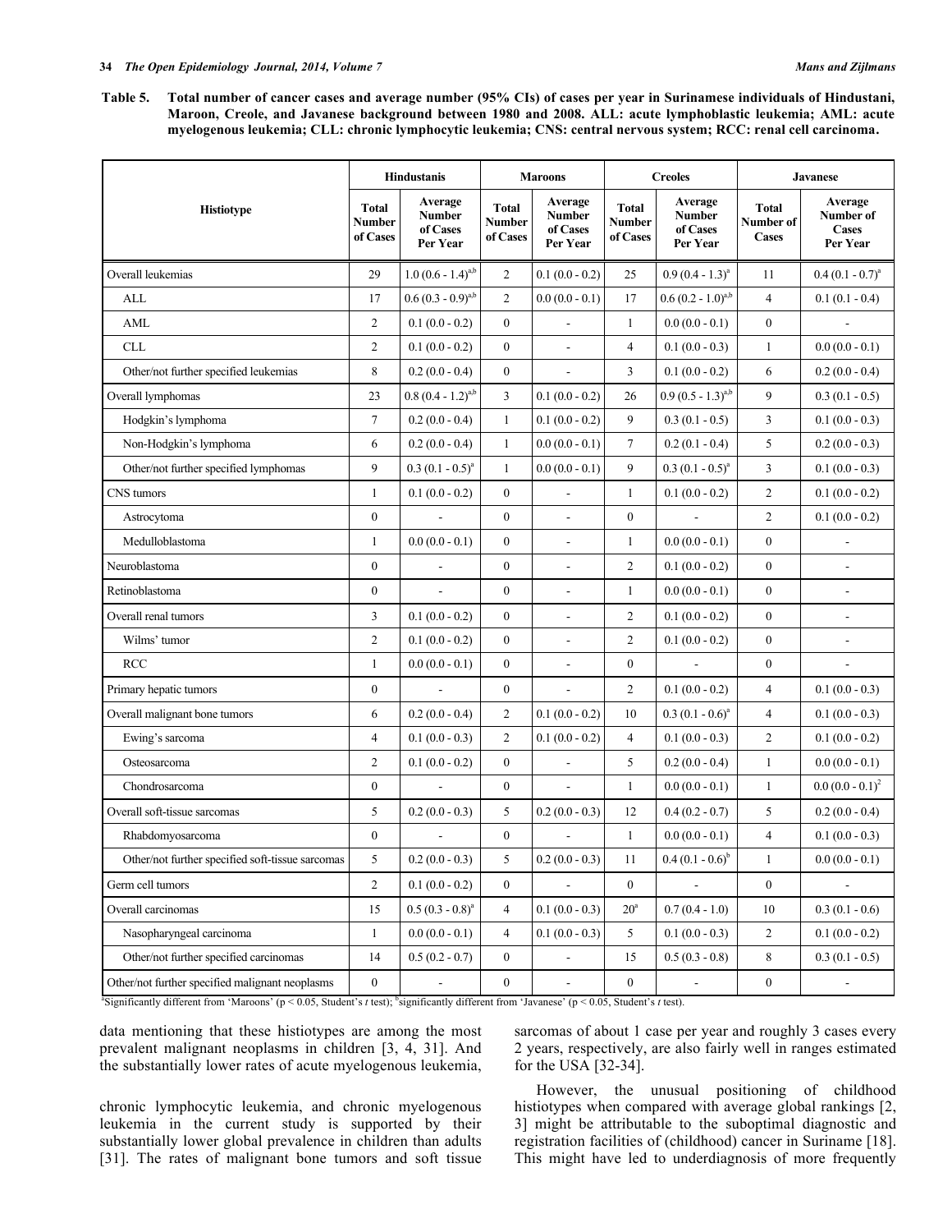**Table 5. Total number of cancer cases and average number (95% CIs) of cases per year in Surinamese individuals of Hindustani, Maroon, Creole, and Javanese background between 1980 and 2008. ALL: acute lymphoblastic leukemia; AML: acute myelogenous leukemia; CLL: chronic lymphocytic leukemia; CNS: central nervous system; RCC: renal cell carcinoma.**

| Histiotype | Hindustanis | | Maroons | | Creoles | | Javanese | |
|---|---|---|---|---|---|---|---|---|
| | Total Number of Cases | Average Number of Cases Per Year | Total Number of Cases | Average Number of Cases Per Year | Total Number of Cases | Average Number of Cases Per Year | Total Number of Cases | Average Number of Cases Per Year |
| Overall leukemias | 29 | 1.0 (0.6 - 1.4)[a,b] | 2 | 0.1 (0.0 - 0.2) | 25 | 0.9 (0.4 - 1.3)[a] | 11 | 0.4 (0.1 - 0.7)[a] |
| ALL | 17 | 0.6 (0.3 - 0.9)[a,b] | 2 | 0.0 (0.0 - 0.1) | 17 | 0.6 (0.2 - 1.0)[a,b] | 4 | 0.1 (0.1 - 0.4) |
| AML | 2 | 0.1 (0.0 - 0.2) | 0 | - | 1 | 0.0 (0.0 - 0.1) | 0 | - |
| CLL | 2 | 0.1 (0.0 - 0.2) | 0 | - | 4 | 0.1 (0.0 - 0.3) | 1 | 0.0 (0.0 - 0.1) |
| Other/not further specified leukemias | 8 | 0.2 (0.0 - 0.4) | 0 | - | 3 | 0.1 (0.0 - 0.2) | 6 | 0.2 (0.0 - 0.4) |
| Overall lymphomas | 23 | 0.8 (0.4 - 1.2)[a,b] | 3 | 0.1 (0.0 - 0.2) | 26 | 0.9 (0.5 - 1.3)[a,b] | 9 | 0.3 (0.1 - 0.5) |
| Hodgkin's lymphoma | 7 | 0.2 (0.0 - 0.4) | 1 | 0.1 (0.0 - 0.2) | 9 | 0.3 (0.1 - 0.5) | 3 | 0.1 (0.0 - 0.3) |
| Non-Hodgkin's lymphoma | 6 | 0.2 (0.0 - 0.4) | 1 | 0.0 (0.0 - 0.1) | 7 | 0.2 (0.1 - 0.4) | 5 | 0.2 (0.0 - 0.3) |
| Other/not further specified lymphomas | 9 | 0.3 (0.1 - 0.5)[a] | 1 | 0.0 (0.0 - 0.1) | 9 | 0.3 (0.1 - 0.5)[a] | 3 | 0.1 (0.0 - 0.3) |
| CNS tumors | 1 | 0.1 (0.0 - 0.2) | 0 | - | 1 | 0.1 (0.0 - 0.2) | 2 | 0.1 (0.0 - 0.2) |
| Astrocytoma | 0 | - | 0 | - | 0 | - | 2 | 0.1 (0.0 - 0.2) |
| Medulloblastoma | 1 | 0.0 (0.0 - 0.1) | 0 | - | 1 | 0.0 (0.0 - 0.1) | 0 | - |
| Neuroblastoma | 0 | - | 0 | - | 2 | 0.1 (0.0 - 0.2) | 0 | - |
| Retinoblastoma | 0 | - | 0 | - | 1 | 0.0 (0.0 - 0.1) | 0 | - |
| Overall renal tumors | 3 | 0.1 (0.0 - 0.2) | 0 | - | 2 | 0.1 (0.0 - 0.2) | 0 | - |
| Wilms' tumor | 2 | 0.1 (0.0 - 0.2) | 0 | - | 2 | 0.1 (0.0 - 0.2) | 0 | - |
| RCC | 1 | 0.0 (0.0 - 0.1) | 0 | - | 0 | - | 0 | - |
| Primary hepatic tumors | 0 | - | 0 | - | 2 | 0.1 (0.0 - 0.2) | 4 | 0.1 (0.0 - 0.3) |
| Overall malignant bone tumors | 6 | 0.2 (0.0 - 0.4) | 2 | 0.1 (0.0 - 0.2) | 10 | 0.3 (0.1 - 0.6)[a] | 4 | 0.1 (0.0 - 0.3) |
| Ewing's sarcoma | 4 | 0.1 (0.0 - 0.3) | 2 | 0.1 (0.0 - 0.2) | 4 | 0.1 (0.0 - 0.3) | 2 | 0.1 (0.0 - 0.2) |
| Osteosarcoma | 2 | 0.1 (0.0 - 0.2) | 0 | - | 5 | 0.2 (0.0 - 0.4) | 1 | 0.0 (0.0 - 0.1) |
| Chondrosarcoma | 0 | - | 0 | - | 1 | 0.0 (0.0 - 0.1) | 1 | 0.0 (0.0 - 0.1)[2] |
| Overall soft-tissue sarcomas | 5 | 0.2 (0.0 - 0.3) | 5 | 0.2 (0.0 - 0.3) | 12 | 0.4 (0.2 - 0.7) | 5 | 0.2 (0.0 - 0.4) |
| Rhabdomyosarcoma | 0 | - | 0 | - | 1 | 0.0 (0.0 - 0.1) | 4 | 0.1 (0.0 - 0.3) |
| Other/not further specified soft-tissue sarcomas | 5 | 0.2 (0.0 - 0.3) | 5 | 0.2 (0.0 - 0.3) | 11 | 0.4 (0.1 - 0.6)[b] | 1 | 0.0 (0.0 - 0.1) |
| Germ cell tumors | 2 | 0.1 (0.0 - 0.2) | 0 | - | 0 | - | 0 | - |
| Overall carcinomas | 15 | 0.5 (0.3 - 0.8)[a] | 4 | 0.1 (0.0 - 0.3) | 20[a] | 0.7 (0.4 - 1.0) | 10 | 0.3 (0.1 - 0.6) |
| Nasopharyngeal carcinoma | 1 | 0.0 (0.0 - 0.1) | 4 | 0.1 (0.0 - 0.3) | 5 | 0.1 (0.0 - 0.3) | 2 | 0.1 (0.0 - 0.2) |
| Other/not further specified carcinomas | 14 | 0.5 (0.2 - 0.7) | 0 | - | 15 | 0.5 (0.3 - 0.8) | 8 | 0.3 (0.1 - 0.5) |
| Other/not further specified malignant neoplasms | 0 | - | 0 | - | 0 | - | 0 | - |

[a]Significantly different from 'Maroons' ($p < 0.05$, Student's *t* test); [b]significantly different from 'Javanese' ($p < 0.05$, Student's *t* test).

data mentioning that these histiotypes are among the most prevalent malignant neoplasms in children [3, 4, 31]. And the substantially lower rates of acute myelogenous leukemia, chronic lymphocytic leukemia, and chronic myelogenous leukemia in the current study is supported by their substantially lower global prevalence in children than adults [31]. The rates of malignant bone tumors and soft tissue sarcomas of about 1 case per year and roughly 3 cases every 2 years, respectively, are also fairly well in ranges estimated for the USA [32-34].

However, the unusual positioning of childhood histiotypes when compared with average global rankings [2, 3] might be attributable to the suboptimal diagnostic and registration facilities of (childhood) cancer in Suriname [18]. This might have led to underdiagnosis of more frequently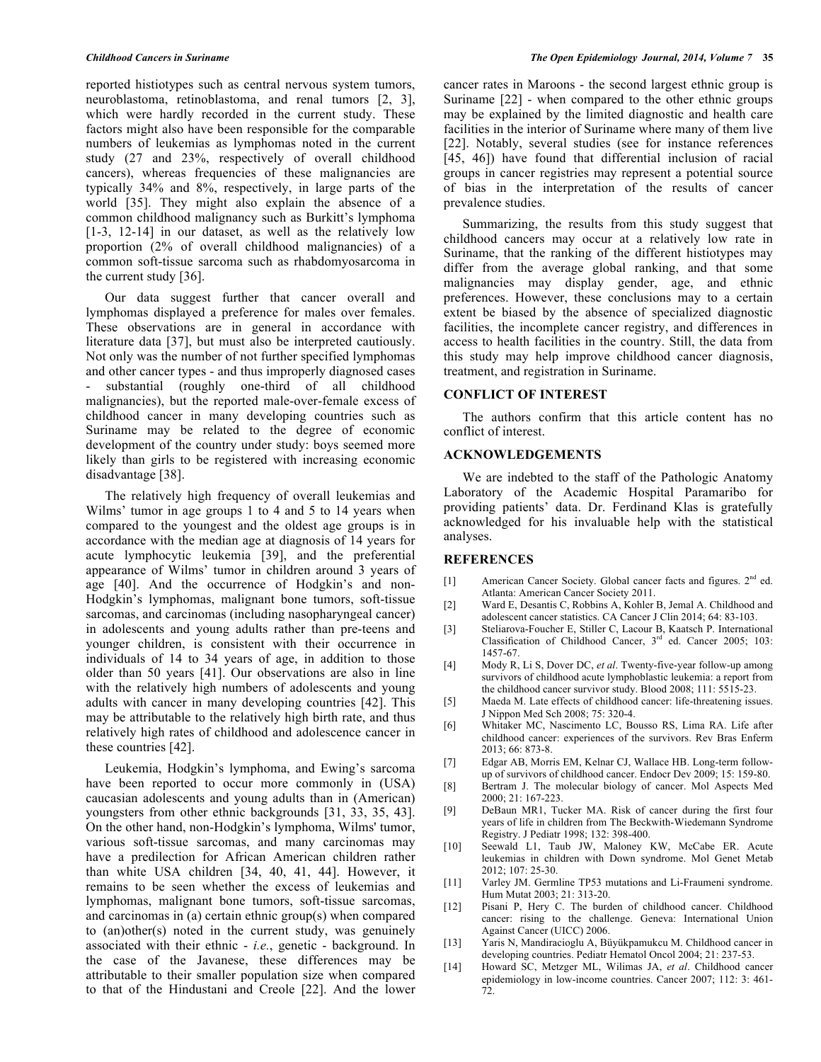reported histiotypes such as central nervous system tumors, neuroblastoma, retinoblastoma, and renal tumors [2, 3], which were hardly recorded in the current study. These factors might also have been responsible for the comparable numbers of leukemias as lymphomas noted in the current study (27 and 23%, respectively of overall childhood cancers), whereas frequencies of these malignancies are typically 34% and 8%, respectively, in large parts of the world [35]. They might also explain the absence of a common childhood malignancy such as Burkitt's lymphoma [1-3, 12-14] in our dataset, as well as the relatively low proportion (2% of overall childhood malignancies) of a common soft-tissue sarcoma such as rhabdomyosarcoma in the current study [36].

Our data suggest further that cancer overall and lymphomas displayed a preference for males over females. These observations are in general in accordance with literature data [37], but must also be interpreted cautiously. Not only was the number of not further specified lymphomas and other cancer types - and thus improperly diagnosed cases - substantial (roughly one-third of all childhood malignancies), but the reported male-over-female excess of childhood cancer in many developing countries such as Suriname may be related to the degree of economic development of the country under study: boys seemed more likely than girls to be registered with increasing economic disadvantage [38].

The relatively high frequency of overall leukemias and Wilms' tumor in age groups 1 to 4 and 5 to 14 years when compared to the youngest and the oldest age groups is in accordance with the median age at diagnosis of 14 years for acute lymphocytic leukemia [39], and the preferential appearance of Wilms' tumor in children around 3 years of age [40]. And the occurrence of Hodgkin's and non-Hodgkin's lymphomas, malignant bone tumors, soft-tissue sarcomas, and carcinomas (including nasopharyngeal cancer) in adolescents and young adults rather than pre-teens and younger children, is consistent with their occurrence in individuals of 14 to 34 years of age, in addition to those older than 50 years [41]. Our observations are also in line with the relatively high numbers of adolescents and young adults with cancer in many developing countries [42]. This may be attributable to the relatively high birth rate, and thus relatively high rates of childhood and adolescence cancer in these countries [42].

Leukemia, Hodgkin's lymphoma, and Ewing's sarcoma have been reported to occur more commonly in (USA) caucasian adolescents and young adults than in (American) youngsters from other ethnic backgrounds [31, 33, 35, 43]. On the other hand, non-Hodgkin's lymphoma, Wilms' tumor, various soft-tissue sarcomas, and many carcinomas may have a predilection for African American children rather than white USA children [34, 40, 41, 44]. However, it remains to be seen whether the excess of leukemias and lymphomas, malignant bone tumors, soft-tissue sarcomas, and carcinomas in (a) certain ethnic group(s) when compared to (an)other(s) noted in the current study, was genuinely associated with their ethnic - *i.e.*, genetic - background. In the case of the Javanese, these differences may be attributable to their smaller population size when compared to that of the Hindustani and Creole [22]. And the lower cancer rates in Maroons - the second largest ethnic group is Suriname [22] - when compared to the other ethnic groups may be explained by the limited diagnostic and health care facilities in the interior of Suriname where many of them live [22]. Notably, several studies (see for instance references [45, 46]) have found that differential inclusion of racial groups in cancer registries may represent a potential source of bias in the interpretation of the results of cancer prevalence studies.

Summarizing, the results from this study suggest that childhood cancers may occur at a relatively low rate in Suriname, that the ranking of the different histiotypes may differ from the average global ranking, and that some malignancies may display gender, age, and ethnic preferences. However, these conclusions may to a certain extent be biased by the absence of specialized diagnostic facilities, the incomplete cancer registry, and differences in access to health facilities in the country. Still, the data from this study may help improve childhood cancer diagnosis, treatment, and registration in Suriname.

## CONFLICT OF INTEREST

The authors confirm that this article content has no conflict of interest.

## ACKNOWLEDGEMENTS

We are indebted to the staff of the Pathologic Anatomy Laboratory of the Academic Hospital Paramaribo for providing patients' data. Dr. Ferdinand Klas is gratefully acknowledged for his invaluable help with the statistical analyses.

## REFERENCES

[1] American Cancer Society. Global cancer facts and figures. 2nd ed. Atlanta: American Cancer Society 2011.

[2] Ward E, Desantis C, Robbins A, Kohler B, Jemal A. Childhood and adolescent cancer statistics. CA Cancer J Clin 2014; 64: 83-103.

[3] Steliarova-Foucher E, Stiller C, Lacour B, Kaatsch P. International Classification of Childhood Cancer, 3rd ed. Cancer 2005; 103: 1457-67.

[4] Mody R, Li S, Dover DC, *et al*. Twenty-five-year follow-up among survivors of childhood acute lymphoblastic leukemia: a report from the childhood cancer survivor study. Blood 2008; 111: 5515-23.

[5] Maeda M. Late effects of childhood cancer: life-threatening issues. J Nippon Med Sch 2008; 75: 320-4.

[6] Whitaker MC, Nascimento LC, Bousso RS, Lima RA. Life after childhood cancer: experiences of the survivors. Rev Bras Enferm 2013; 66: 873-8.

[7] Edgar AB, Morris EM, Kelnar CJ, Wallace HB. Long-term follow-up of survivors of childhood cancer. Endocr Dev 2009; 15: 159-80.

[8] Bertram J. The molecular biology of cancer. Mol Aspects Med 2000; 21: 167-223.

[9] DeBaun MR1, Tucker MA. Risk of cancer during the first four years of life in children from The Beckwith-Wiedemann Syndrome Registry. J Pediatr 1998; 132: 398-400.

[10] Seewald L1, Taub JW, Maloney KW, McCabe ER. Acute leukemias in children with Down syndrome. Mol Genet Metab 2012; 107: 25-30.

[11] Varley JM. Germline TP53 mutations and Li-Fraumeni syndrome. Hum Mutat 2003; 21: 313-20.

[12] Pisani P, Hery C. The burden of childhood cancer. Childhood cancer: rising to the challenge. Geneva: International Union Against Cancer (UICC) 2006.

[13] Yaris N, Mandiracioglu A, Büyükpamukcu M. Childhood cancer in developing countries. Pediatr Hematol Oncol 2004; 21: 237-53.

[14] Howard SC, Metzger ML, Wilimas JA, *et al*. Childhood cancer epidemiology in low-income countries. Cancer 2007; 112: 3: 461-72.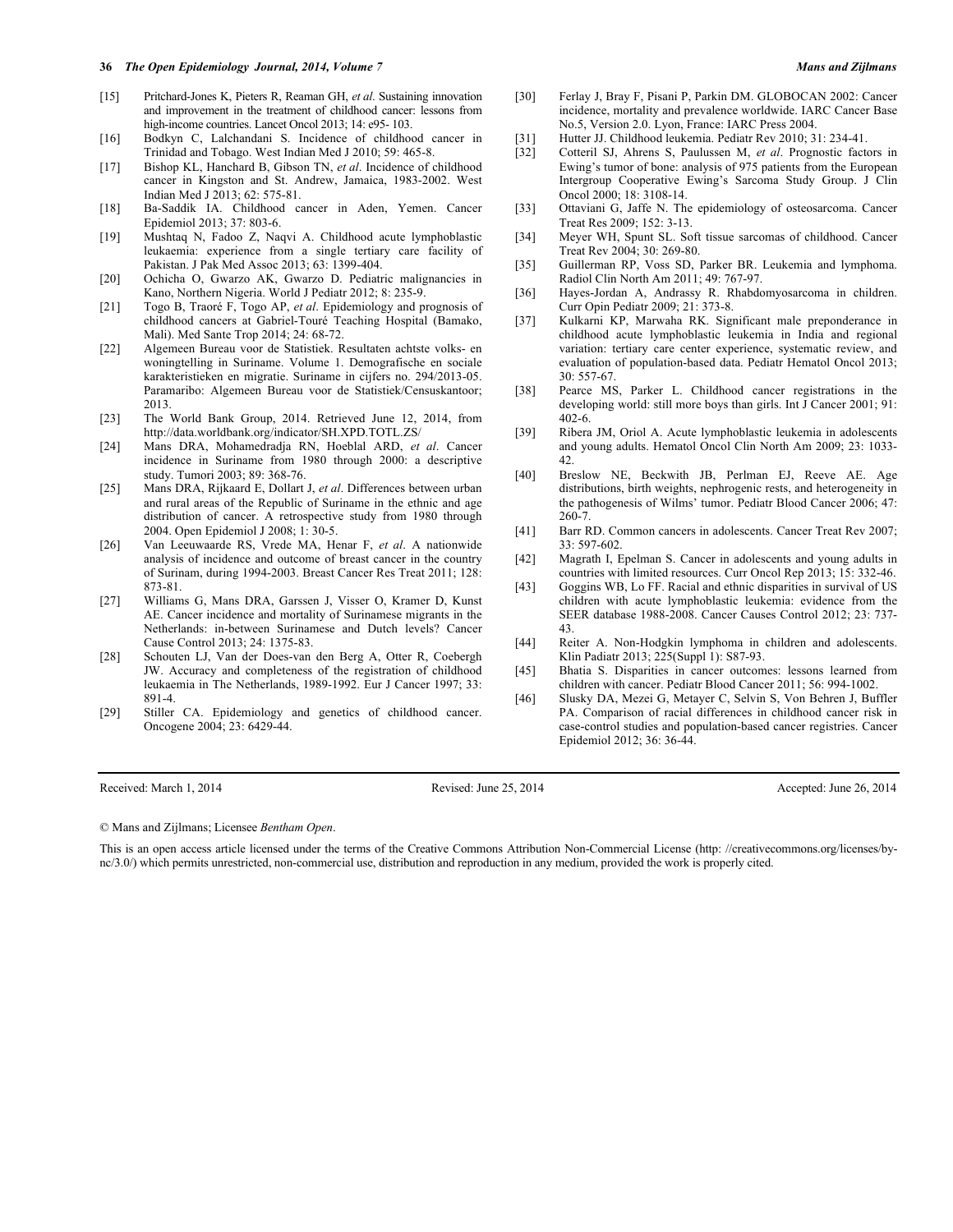[15] Pritchard-Jones K, Pieters R, Reaman GH, *et al*. Sustaining innovation and improvement in the treatment of childhood cancer: lessons from high-income countries. Lancet Oncol 2013; 14: e95- 103.

[16] Bodkyn C, Lalchandani S. Incidence of childhood cancer in Trinidad and Tobago. West Indian Med J 2010; 59: 465-8.

[17] Bishop KL, Hanchard B, Gibson TN, *et al*. Incidence of childhood cancer in Kingston and St. Andrew, Jamaica, 1983-2002. West Indian Med J 2013; 62: 575-81.

[18] Ba-Saddik IA. Childhood cancer in Aden, Yemen. Cancer Epidemiol 2013; 37: 803-6.

[19] Mushtaq N, Fadoo Z, Naqvi A. Childhood acute lymphoblastic leukaemia: experience from a single tertiary care facility of Pakistan. J Pak Med Assoc 2013; 63: 1399-404.

[20] Ochicha O, Gwarzo AK, Gwarzo D. Pediatric malignancies in Kano, Northern Nigeria. World J Pediatr 2012; 8: 235-9.

[21] Togo B, Traoré F, Togo AP, *et al*. Epidemiology and prognosis of childhood cancers at Gabriel-Touré Teaching Hospital (Bamako, Mali). Med Sante Trop 2014; 24: 68-72.

[22] Algemeen Bureau voor de Statistiek. Resultaten achtste volks- en woningtelling in Suriname. Volume 1. Demografische en sociale karakteristieken en migratie. Suriname in cijfers no. 294/2013-05. Paramaribo: Algemeen Bureau voor de Statistiek/Censuskantoor; 2013.

[23] The World Bank Group, 2014. Retrieved June 12, 2014, from http://data.worldbank.org/indicator/SH.XPD.TOTL.ZS/

[24] Mans DRA, Mohamedradja RN, Hoeblal ARD, *et al*. Cancer incidence in Suriname from 1980 through 2000: a descriptive study. Tumori 2003; 89: 368-76.

[25] Mans DRA, Rijkaard E, Dollart J, *et al*. Differences between urban and rural areas of the Republic of Suriname in the ethnic and age distribution of cancer. A retrospective study from 1980 through 2004. Open Epidemiol J 2008; 1: 30-5.

[26] Van Leeuwaarde RS, Vrede MA, Henar F, *et al*. A nationwide analysis of incidence and outcome of breast cancer in the country of Surinam, during 1994-2003. Breast Cancer Res Treat 2011; 128: 873-81.

[27] Williams G, Mans DRA, Garssen J, Visser O, Kramer D, Kunst AE. Cancer incidence and mortality of Surinamese migrants in the Netherlands: in-between Surinamese and Dutch levels? Cancer Cause Control 2013; 24: 1375-83.

[28] Schouten LJ, Van der Does-van den Berg A, Otter R, Coebergh JW. Accuracy and completeness of the registration of childhood leukaemia in The Netherlands, 1989-1992. Eur J Cancer 1997; 33: 891-4.

[29] Stiller CA. Epidemiology and genetics of childhood cancer. Oncogene 2004; 23: 6429-44.

[30] Ferlay J, Bray F, Pisani P, Parkin DM. GLOBOCAN 2002: Cancer incidence, mortality and prevalence worldwide. IARC Cancer Base No.5, Version 2.0. Lyon, France: IARC Press 2004.

[31] Hutter JJ. Childhood leukemia. Pediatr Rev 2010; 31: 234-41.

[32] Cotteril SJ, Ahrens S, Paulussen M, *et al*. Prognostic factors in Ewing's tumor of bone: analysis of 975 patients from the European Intergroup Cooperative Ewing's Sarcoma Study Group. J Clin Oncol 2000; 18: 3108-14.

[33] Ottaviani G, Jaffe N. The epidemiology of osteosarcoma. Cancer Treat Res 2009; 152: 3-13.

[34] Meyer WH, Spunt SL. Soft tissue sarcomas of childhood. Cancer Treat Rev 2004; 30: 269-80.

[35] Guillerman RP, Voss SD, Parker BR. Leukemia and lymphoma. Radiol Clin North Am 2011; 49: 767-97.

[36] Hayes-Jordan A, Andrassy R. Rhabdomyosarcoma in children. Curr Opin Pediatr 2009; 21: 373-8.

[37] Kulkarni KP, Marwaha RK. Significant male preponderance in childhood acute lymphoblastic leukemia in India and regional variation: tertiary care center experience, systematic review, and evaluation of population-based data. Pediatr Hematol Oncol 2013; 30: 557-67.

[38] Pearce MS, Parker L. Childhood cancer registrations in the developing world: still more boys than girls. Int J Cancer 2001; 91: 402-6.

[39] Ribera JM, Oriol A. Acute lymphoblastic leukemia in adolescents and young adults. Hematol Oncol Clin North Am 2009; 23: 1033-42.

[40] Breslow NE, Beckwith JB, Perlman EJ, Reeve AE. Age distributions, birth weights, nephrogenic rests, and heterogeneity in the pathogenesis of Wilms' tumor. Pediatr Blood Cancer 2006; 47: 260-7.

[41] Barr RD. Common cancers in adolescents. Cancer Treat Rev 2007; 33: 597-602.

[42] Magrath I, Epelman S. Cancer in adolescents and young adults in countries with limited resources. Curr Oncol Rep 2013; 15: 332-46.

[43] Goggins WB, Lo FF. Racial and ethnic disparities in survival of US children with acute lymphoblastic leukemia: evidence from the SEER database 1988-2008. Cancer Causes Control 2012; 23: 737-43.

[44] Reiter A. Non-Hodgkin lymphoma in children and adolescents. Klin Padiatr 2013; 225(Suppl 1): S87-93.

[45] Bhatia S. Disparities in cancer outcomes: lessons learned from children with cancer. Pediatr Blood Cancer 2011; 56: 994-1002.

[46] Slusky DA, Mezei G, Metayer C, Selvin S, Von Behren J, Buffler PA. Comparison of racial differences in childhood cancer risk in case-control studies and population-based cancer registries. Cancer Epidemiol 2012; 36: 36-44.

Received: March 1, 2014 Revised: June 25, 2014 Accepted: June 26, 2014

© Mans and Zijlmans; Licensee *Bentham Open*.

This is an open access article licensed under the terms of the Creative Commons Attribution Non-Commercial License (http: //creativecommons.org/licenses/by-nc/3.0/) which permits unrestricted, non-commercial use, distribution and reproduction in any medium, provided the work is properly cited.